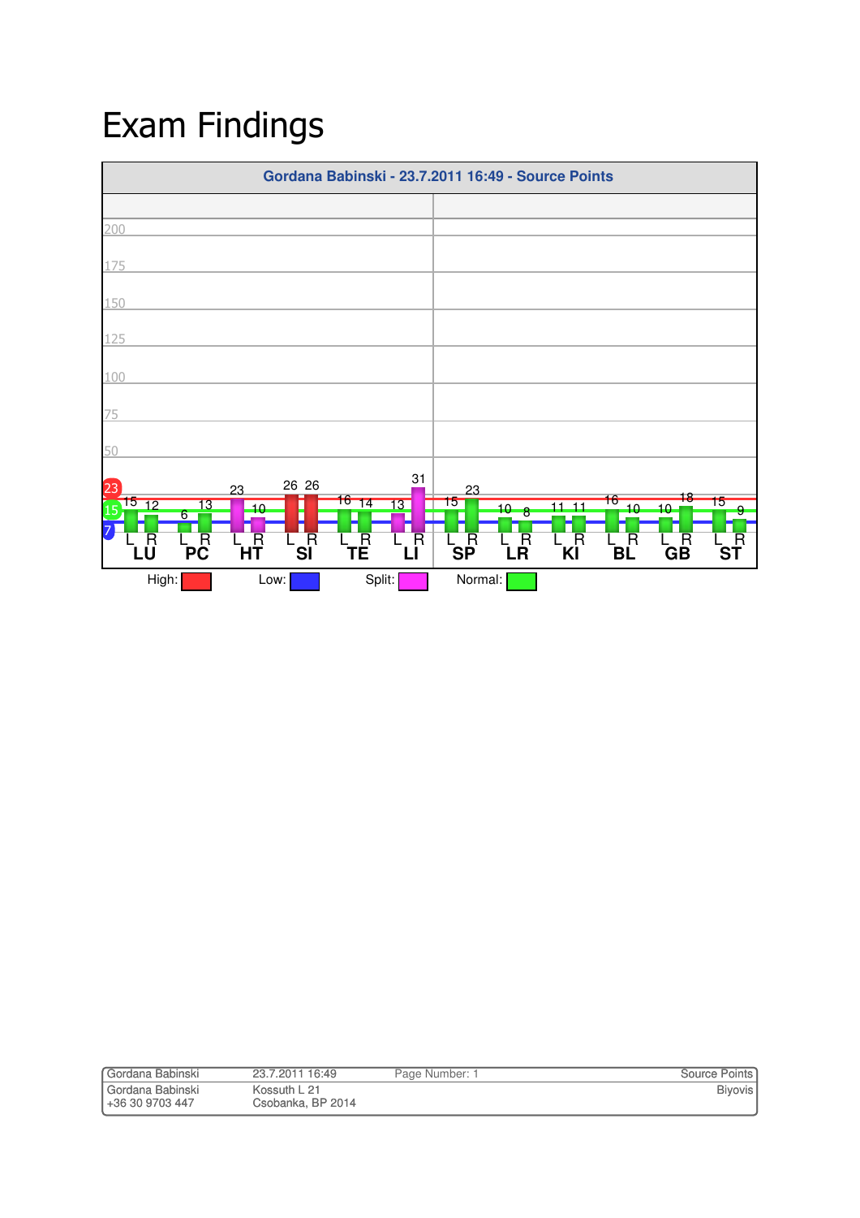# Exam Findings

**Gordana Babinski - 23.7.2011 16:49 - Source Points**

| Meridian | L | R |
|---|---|---|
| LU | 15 | 12 |
| PC | 6 | 13 |
| HT | 23 | 10 |
| SI | 26 | 26 |
| TE | 16 | 14 |
| LI | 13 | 31 |
| SP | 15 | 23 |
| LR | 10 | 8 |
| KI | 11 | 11 |
| BL | 16 | 10 |
| GB | 10 | 18 |
| ST | 15 | 9 |

Reference lines: 23 (High), 15 (Normal), 7 (Low)

High: Low: Split: Normal:

| Gordana Babinski | 23.7.2011 16:49 | Page Number: 1 | Source Points |
|---|---|---|---|
| Gordana Babinski<br>+36 30 9703 447 | Kossuth L 21<br>Csobanka, BP 2014 | | Biyovis |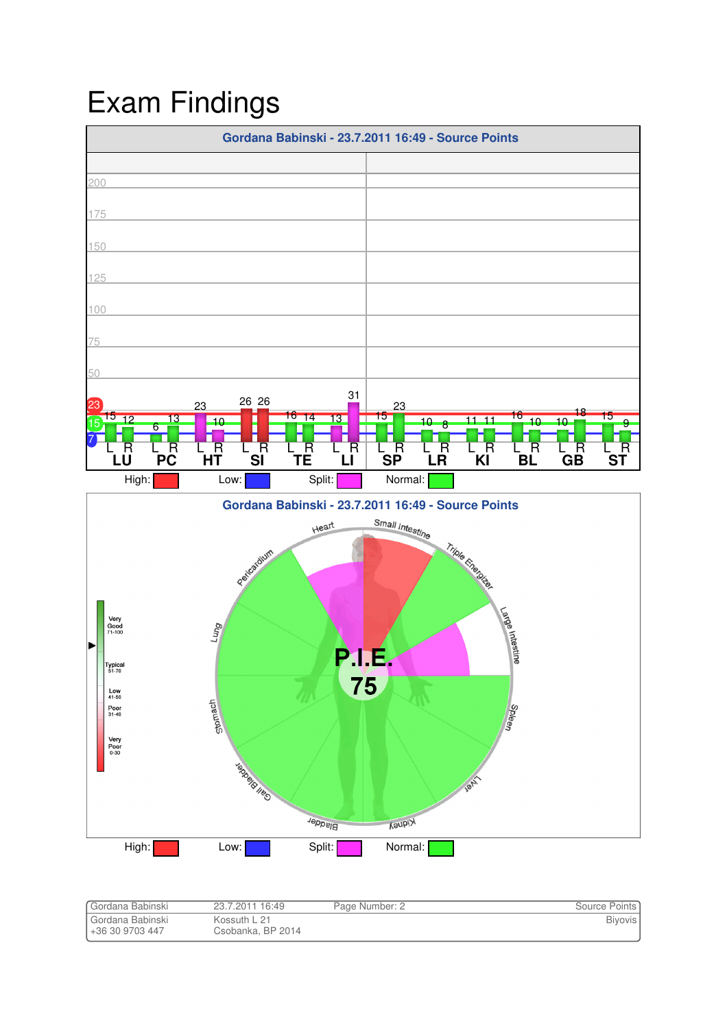# Exam Findings

Gordana Babinski - 23.7.2011 16:49 - Source Points

200
175
150
125
100
75
50

23
15
7

LU: L 15, R 12
PC: L 6, R 13
HT: L 23, R 10
SI: L 26, R 26
TE: L 16, R 14
LI: L 13, R 31
SP: L 15, R 23
LR: L 10, R 8
KI: L 11, R 11
BL: L 16, R 10
GB: L 10, R 18
ST: L 15, R 9

High: Low: Split: Normal:

Gordana Babinski - 23.7.2011 16:49 - Source Points

Heart, Small Intestine, Triple Energizer, Large Intestine, Spleen, Liver, Kidney, Bladder, Gall Bladder, Stomach, Lung, Pericardium

P.I.E.
75

Very Good 71-100
Typical 51-70
Low 41-50
Poor 31-40
Very Poor 0-30

High: Low: Split: Normal:

| | | | |
|---|---|---|---|
| Gordana Babinski | 23.7.2011 16:49 | Page Number: 2 | Source Points |
| Gordana Babinski | Kossuth L 21 | | Biyovis |
| +36 30 9703 447 | Csobanka, BP 2014 | | |